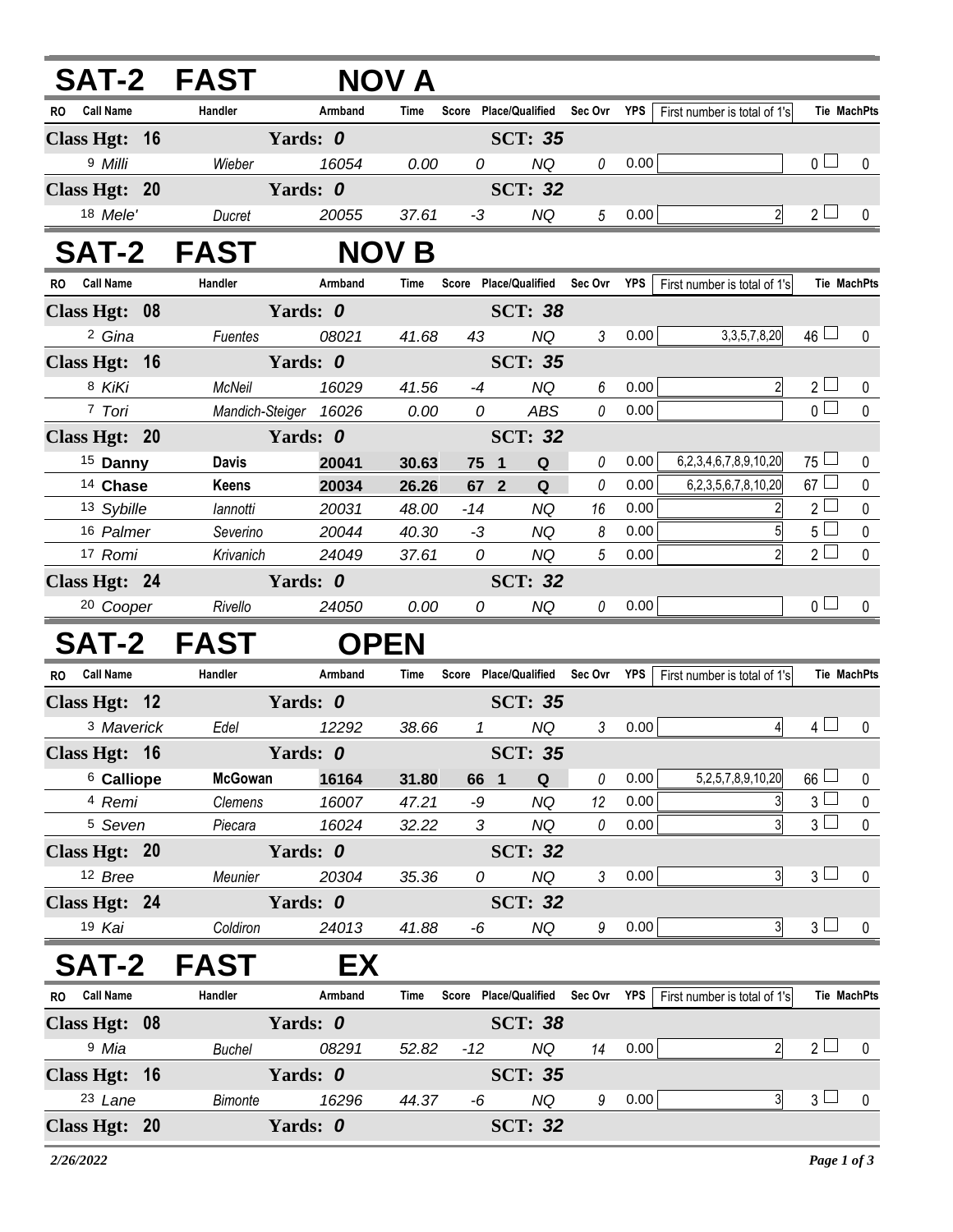## SAT-2 FAST NOV A

| RO | Call Name | Handler | Armband | Time | Score | Place/Qualified | Sec Ovr | YPS | First number is total of 1's | Tie | MachPts |
|---|---|---|---|---|---|---|---|---|---|---|---|
| **Class Hgt: 16** | | **Yards: 0** | | | | **SCT: 35** | | | | | |
| 9 | *Milli* | *Wieber* | *16054* | *0.00* | *0* | *NQ* | *0* | 0.00 | | 0 ☐ | 0 |
| **Class Hgt: 20** | | **Yards: 0** | | | | **SCT: 32** | | | | | |
| 18 | *Mele'* | *Ducret* | *20055* | *37.61* | *-3* | *NQ* | *5* | 0.00 | 2 | 2 ☐ | 0 |

## SAT-2 FAST NOV B

| RO | Call Name | Handler | Armband | Time | Score | Place/Qualified | Sec Ovr | YPS | First number is total of 1's | Tie | MachPts |
|---|---|---|---|---|---|---|---|---|---|---|---|
| **Class Hgt: 08** | | **Yards: 0** | | | | **SCT: 38** | | | | | |
| 2 | *Gina* | *Fuentes* | *08021* | *41.68* | *43* | *NQ* | *3* | 0.00 | 3,3,5,7,8,20 | 46 ☐ | 0 |
| **Class Hgt: 16** | | **Yards: 0** | | | | **SCT: 35** | | | | | |
| 8 | *KiKi* | *McNeil* | *16029* | *41.56* | *-4* | *NQ* | *6* | 0.00 | 2 | 2 ☐ | 0 |
| 7 | *Tori* | *Mandich-Steiger* | *16026* | *0.00* | *0* | *ABS* | *0* | 0.00 | | 0 ☐ | 0 |
| **Class Hgt: 20** | | **Yards: 0** | | | | **SCT: 32** | | | | | |
| 15 | **Danny** | **Davis** | **20041** | **30.63** | **75** | **1 Q** | *0* | 0.00 | 6,2,3,4,6,7,8,9,10,20 | 75 ☐ | 0 |
| 14 | **Chase** | **Keens** | **20034** | **26.26** | **67** | **2 Q** | *0* | 0.00 | 6,2,3,5,6,7,8,10,20 | 67 ☐ | 0 |
| 13 | *Sybille* | *Iannotti* | *20031* | *48.00* | *-14* | *NQ* | *16* | 0.00 | 2 | 2 ☐ | 0 |
| 16 | *Palmer* | *Severino* | *20044* | *40.30* | *-3* | *NQ* | *8* | 0.00 | 5 | 5 ☐ | 0 |
| 17 | *Romi* | *Krivanich* | *24049* | *37.61* | *0* | *NQ* | *5* | 0.00 | 2 | 2 ☐ | 0 |
| **Class Hgt: 24** | | **Yards: 0** | | | | **SCT: 32** | | | | | |
| 20 | *Cooper* | *Rivello* | *24050* | *0.00* | *0* | *NQ* | *0* | 0.00 | | 0 ☐ | 0 |

## SAT-2 FAST OPEN

| RO | Call Name | Handler | Armband | Time | Score | Place/Qualified | Sec Ovr | YPS | First number is total of 1's | Tie | MachPts |
|---|---|---|---|---|---|---|---|---|---|---|---|
| **Class Hgt: 12** | | **Yards: 0** | | | | **SCT: 35** | | | | | |
| 3 | *Maverick* | *Edel* | *12292* | *38.66* | *1* | *NQ* | *3* | 0.00 | 4 | 4 ☐ | 0 |
| **Class Hgt: 16** | | **Yards: 0** | | | | **SCT: 35** | | | | | |
| 6 | **Calliope** | **McGowan** | **16164** | **31.80** | **66** | **1 Q** | *0* | 0.00 | 5,2,5,7,8,9,10,20 | 66 ☐ | 0 |
| 4 | *Remi* | *Clemens* | *16007* | *47.21* | *-9* | *NQ* | *12* | 0.00 | 3 | 3 ☐ | 0 |
| 5 | *Seven* | *Piecara* | *16024* | *32.22* | *3* | *NQ* | *0* | 0.00 | 3 | 3 ☐ | 0 |
| **Class Hgt: 20** | | **Yards: 0** | | | | **SCT: 32** | | | | | |
| 12 | *Bree* | *Meunier* | *20304* | *35.36* | *0* | *NQ* | *3* | 0.00 | 3 | 3 ☐ | 0 |
| **Class Hgt: 24** | | **Yards: 0** | | | | **SCT: 32** | | | | | |
| 19 | *Kai* | *Coldiron* | *24013* | *41.88* | *-6* | *NQ* | *9* | 0.00 | 3 | 3 ☐ | 0 |

## SAT-2 FAST EX

| RO | Call Name | Handler | Armband | Time | Score | Place/Qualified | Sec Ovr | YPS | First number is total of 1's | Tie | MachPts |
|---|---|---|---|---|---|---|---|---|---|---|---|
| **Class Hgt: 08** | | **Yards: 0** | | | | **SCT: 38** | | | | | |
| 9 | *Mia* | *Buchel* | *08291* | *52.82* | *-12* | *NQ* | *14* | 0.00 | 2 | 2 ☐ | 0 |
| **Class Hgt: 16** | | **Yards: 0** | | | | **SCT: 35** | | | | | |
| 23 | *Lane* | *Bimonte* | *16296* | *44.37* | *-6* | *NQ* | *9* | 0.00 | 3 | 3 ☐ | 0 |
| **Class Hgt: 20** | | **Yards: 0** | | | | **SCT: 32** | | | | | |

*2/26/2022*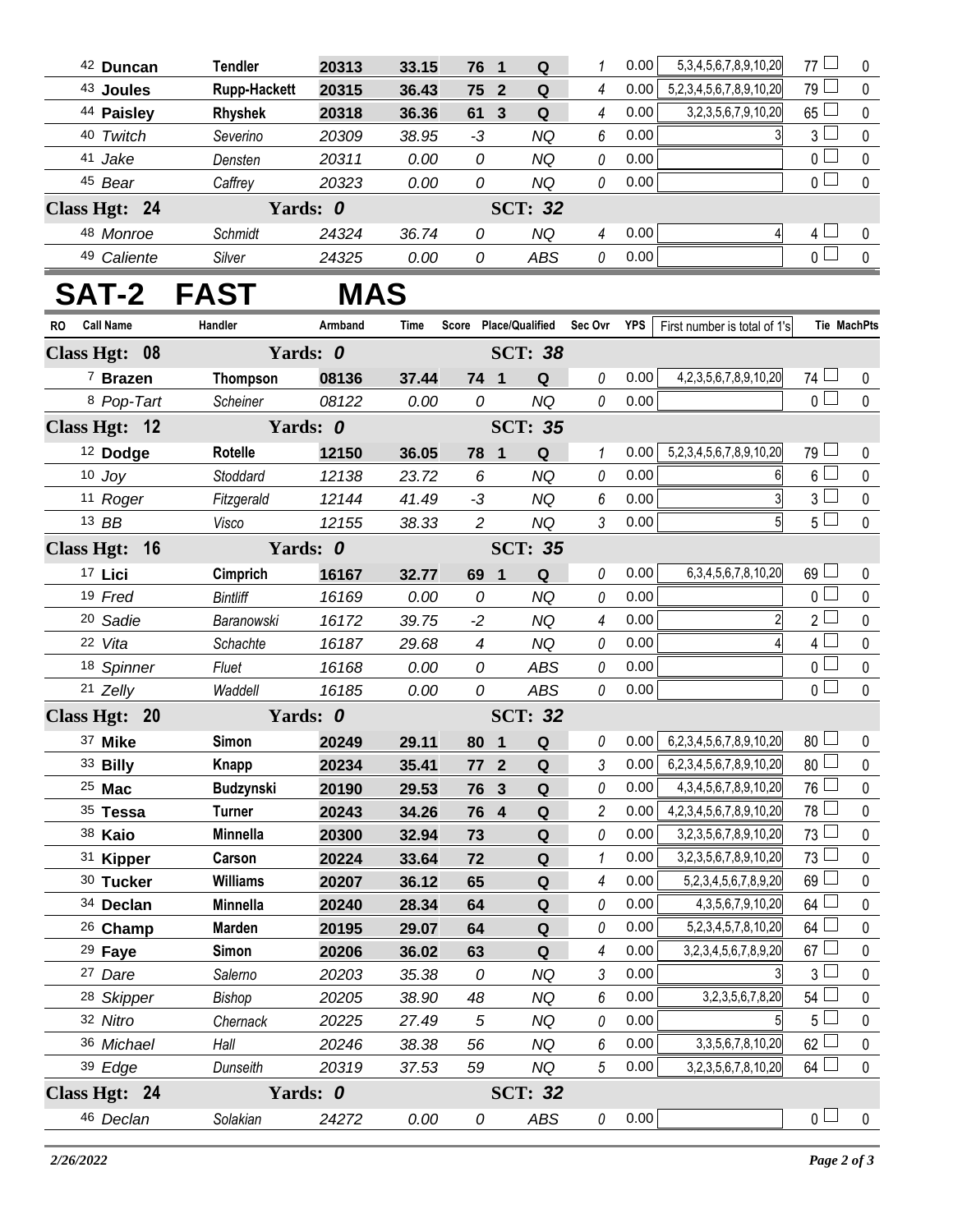| RO | Call Name | Handler | Armband | Time | Score | Place/Qualified | | Sec Ovr | YPS | First number is total of 1's | Tie | MachPts |
|---|---|---|---|---|---|---|---|---|---|---|---|---|
| 42 | **Duncan** | **Tendler** | **20313** | **33.15** | **76** | **1** | **Q** | 1 | 0.00 | 5,3,4,5,6,7,8,9,10,20 | 77 | 0 |
| 43 | **Joules** | **Rupp-Hackett** | **20315** | **36.43** | **75** | **2** | **Q** | 4 | 0.00 | 5,2,3,4,5,6,7,8,9,10,20 | 79 | 0 |
| 44 | **Paisley** | **Rhyshek** | **20318** | **36.36** | **61** | **3** | **Q** | 4 | 0.00 | 3,2,3,5,6,7,9,10,20 | 65 | 0 |
| 40 | *Twitch* | *Severino* | *20309* | *38.95* | *-3* | | *NQ* | 6 | 0.00 | 3 | 3 | 0 |
| 41 | *Jake* | *Densten* | *20311* | *0.00* | *0* | | *NQ* | 0 | 0.00 | | 0 | 0 |
| 45 | *Bear* | *Caffrey* | *20323* | *0.00* | *0* | | *NQ* | 0 | 0.00 | | 0 | 0 |
| **Class Hgt: 24** | | **Yards: 0** | | | | **SCT: 32** | | | | | | |
| 48 | *Monroe* | *Schmidt* | *24324* | *36.74* | *0* | | *NQ* | 4 | 0.00 | 4 | 4 | 0 |
| 49 | *Caliente* | *Silver* | *24325* | *0.00* | *0* | | *ABS* | 0 | 0.00 | | 0 | 0 |

# SAT-2 FAST MAS

| RO | Call Name | Handler | Armband | Time | Score | Place/Qualified | | Sec Ovr | YPS | First number is total of 1's | Tie | MachPts |
|---|---|---|---|---|---|---|---|---|---|---|---|---|
| **Class Hgt: 08** | | **Yards: 0** | | | | **SCT: 38** | | | | | | |
| 7 | **Brazen** | **Thompson** | **08136** | **37.44** | **74** | **1** | **Q** | 0 | 0.00 | 4,2,3,5,6,7,8,9,10,20 | 74 | 0 |
| 8 | *Pop-Tart* | *Scheiner* | *08122* | *0.00* | *0* | | *NQ* | 0 | 0.00 | | 0 | 0 |
| **Class Hgt: 12** | | **Yards: 0** | | | | **SCT: 35** | | | | | | |
| 12 | **Dodge** | **Rotelle** | **12150** | **36.05** | **78** | **1** | **Q** | 1 | 0.00 | 5,2,3,4,5,6,7,8,9,10,20 | 79 | 0 |
| 10 | *Joy* | *Stoddard* | *12138* | *23.72* | *6* | | *NQ* | 0 | 0.00 | 6 | 6 | 0 |
| 11 | *Roger* | *Fitzgerald* | *12144* | *41.49* | *-3* | | *NQ* | 6 | 0.00 | 3 | 3 | 0 |
| 13 | *BB* | *Visco* | *12155* | *38.33* | *2* | | *NQ* | 3 | 0.00 | 5 | 5 | 0 |
| **Class Hgt: 16** | | **Yards: 0** | | | | **SCT: 35** | | | | | | |
| 17 | **Lici** | **Cimprich** | **16167** | **32.77** | **69** | **1** | **Q** | 0 | 0.00 | 6,3,4,5,6,7,8,10,20 | 69 | 0 |
| 19 | *Fred* | *Bintliff* | *16169* | *0.00* | *0* | | *NQ* | 0 | 0.00 | | 0 | 0 |
| 20 | *Sadie* | *Baranowski* | *16172* | *39.75* | *-2* | | *NQ* | 4 | 0.00 | 2 | 2 | 0 |
| 22 | *Vita* | *Schachte* | *16187* | *29.68* | *4* | | *NQ* | 0 | 0.00 | 4 | 4 | 0 |
| 18 | *Spinner* | *Fluet* | *16168* | *0.00* | *0* | | *ABS* | 0 | 0.00 | | 0 | 0 |
| 21 | *Zelly* | *Waddell* | *16185* | *0.00* | *0* | | *ABS* | 0 | 0.00 | | 0 | 0 |
| **Class Hgt: 20** | | **Yards: 0** | | | | **SCT: 32** | | | | | | |
| 37 | **Mike** | **Simon** | **20249** | **29.11** | **80** | **1** | **Q** | 0 | 0.00 | 6,2,3,4,5,6,7,8,9,10,20 | 80 | 0 |
| 33 | **Billy** | **Knapp** | **20234** | **35.41** | **77** | **2** | **Q** | 3 | 0.00 | 6,2,3,4,5,6,7,8,9,10,20 | 80 | 0 |
| 25 | **Mac** | **Budzynski** | **20190** | **29.53** | **76** | **3** | **Q** | 0 | 0.00 | 4,3,4,5,6,7,8,9,10,20 | 76 | 0 |
| 35 | **Tessa** | **Turner** | **20243** | **34.26** | **76** | **4** | **Q** | 2 | 0.00 | 4,2,3,4,5,6,7,8,9,10,20 | 78 | 0 |
| 38 | **Kaio** | **Minnella** | **20300** | **32.94** | **73** | | **Q** | 0 | 0.00 | 3,2,3,5,6,7,8,9,10,20 | 73 | 0 |
| 31 | **Kipper** | **Carson** | **20224** | **33.64** | **72** | | **Q** | 1 | 0.00 | 3,2,3,5,6,7,8,9,10,20 | 73 | 0 |
| 30 | **Tucker** | **Williams** | **20207** | **36.12** | **65** | | **Q** | 4 | 0.00 | 5,2,3,4,5,6,7,8,9,20 | 69 | 0 |
| 34 | **Declan** | **Minnella** | **20240** | **28.34** | **64** | | **Q** | 0 | 0.00 | 4,3,5,6,7,9,10,20 | 64 | 0 |
| 26 | **Champ** | **Marden** | **20195** | **29.07** | **64** | | **Q** | 0 | 0.00 | 5,2,3,4,5,7,8,10,20 | 64 | 0 |
| 29 | **Faye** | **Simon** | **20206** | **36.02** | **63** | | **Q** | 4 | 0.00 | 3,2,3,4,5,6,7,8,9,20 | 67 | 0 |
| 27 | *Dare* | *Salerno* | *20203* | *35.38* | *0* | | *NQ* | 3 | 0.00 | 3 | 3 | 0 |
| 28 | *Skipper* | *Bishop* | *20205* | *38.90* | *48* | | *NQ* | 6 | 0.00 | 3,2,3,5,6,7,8,20 | 54 | 0 |
| 32 | *Nitro* | *Chernack* | *20225* | *27.49* | *5* | | *NQ* | 0 | 0.00 | 5 | 5 | 0 |
| 36 | *Michael* | *Hall* | *20246* | *38.38* | *56* | | *NQ* | 6 | 0.00 | 3,3,5,6,7,8,10,20 | 62 | 0 |
| 39 | *Edge* | *Dunseith* | *20319* | *37.53* | *59* | | *NQ* | 5 | 0.00 | 3,2,3,5,6,7,8,10,20 | 64 | 0 |
| **Class Hgt: 24** | | **Yards: 0** | | | | **SCT: 32** | | | | | | |
| 46 | *Declan* | *Solakian* | *24272* | *0.00* | *0* | | *ABS* | 0 | 0.00 | | 0 | 0 |

*2/26/2022*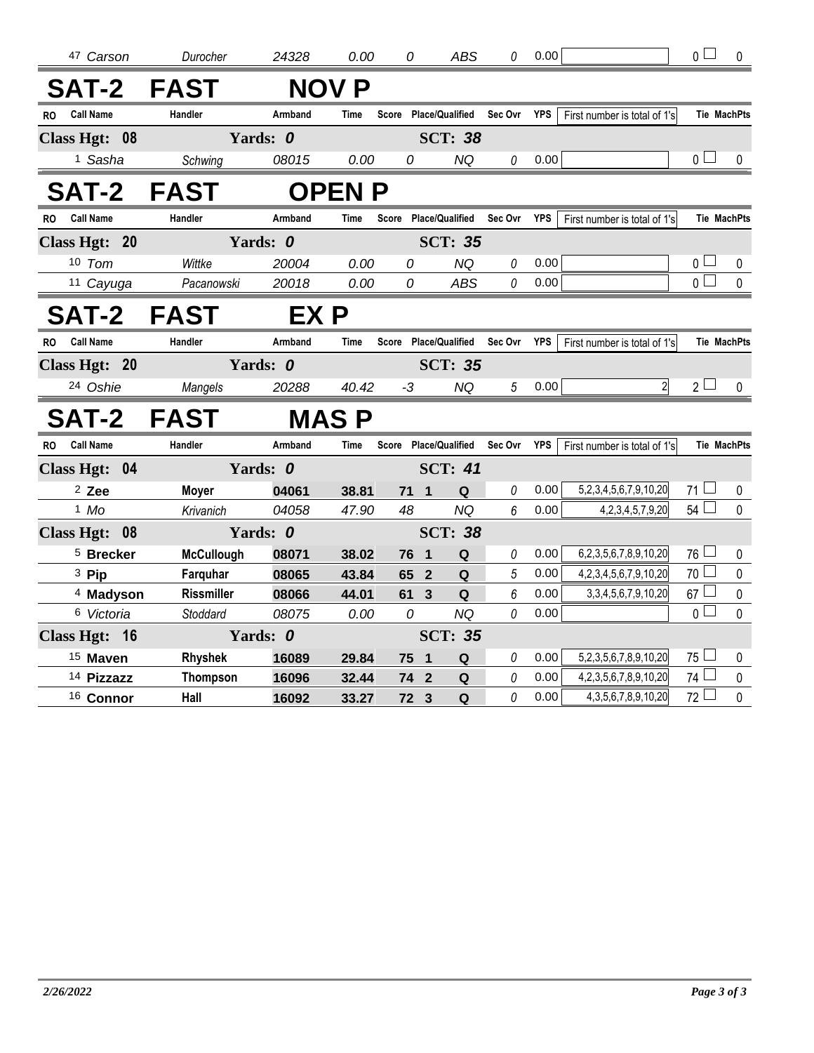| RO | Call Name | Handler | Armband | Time | Score | Place/Qualified | Sec Ovr | YPS | First number is total of 1's | Tie | MachPts |
|---|---|---|---|---|---|---|---|---|---|---|---|
| 47 | *Carson* | *Durocher* | *24328* | *0.00* | *0* | *ABS* | *0* | 0.00 | | 0 | 0 |

## SAT-2 FAST NOV P

| RO | Call Name | Handler | Armband | Time | Score | Place/Qualified | Sec Ovr | YPS | First number is total of 1's | Tie | MachPts |
|---|---|---|---|---|---|---|---|---|---|---|---|
| **Class Hgt: 08** | | **Yards: *0*** | | | | **SCT: *38*** | | | | | |
| 1 | *Sasha* | *Schwing* | *08015* | *0.00* | *0* | *NQ* | *0* | 0.00 | | 0 | 0 |

## SAT-2 FAST OPEN P

| RO | Call Name | Handler | Armband | Time | Score | Place/Qualified | Sec Ovr | YPS | First number is total of 1's | Tie | MachPts |
|---|---|---|---|---|---|---|---|---|---|---|---|
| **Class Hgt: 20** | | **Yards: *0*** | | | | **SCT: *35*** | | | | | |
| 10 | *Tom* | *Wittke* | *20004* | *0.00* | *0* | *NQ* | *0* | 0.00 | | 0 | 0 |
| 11 | *Cayuga* | *Pacanowski* | *20018* | *0.00* | *0* | *ABS* | *0* | 0.00 | | 0 | 0 |

## SAT-2 FAST EX P

| RO | Call Name | Handler | Armband | Time | Score | Place/Qualified | Sec Ovr | YPS | First number is total of 1's | Tie | MachPts |
|---|---|---|---|---|---|---|---|---|---|---|---|
| **Class Hgt: 20** | | **Yards: *0*** | | | | **SCT: *35*** | | | | | |
| 24 | *Oshie* | *Mangels* | *20288* | *40.42* | *-3* | *NQ* | *5* | 0.00 | 2 | 2 | 0 |

## SAT-2 FAST MAS P

| RO | Call Name | Handler | Armband | Time | Score | Place/Qualified | Sec Ovr | YPS | First number is total of 1's | Tie | MachPts |
|---|---|---|---|---|---|---|---|---|---|---|---|
| **Class Hgt: 04** | | **Yards: *0*** | | | | **SCT: *41*** | | | | | |
| 2 | **Zee** | **Moyer** | **04061** | **38.81** | **71** | **1 Q** | *0* | 0.00 | 5,2,3,4,5,6,7,9,10,20 | 71 | 0 |
| 1 | *Mo* | *Krivanich* | *04058* | *47.90* | *48* | *NQ* | *6* | 0.00 | 4,2,3,4,5,7,9,20 | 54 | 0 |
| **Class Hgt: 08** | | **Yards: *0*** | | | | **SCT: *38*** | | | | | |
| 5 | **Brecker** | **McCullough** | **08071** | **38.02** | **76** | **1 Q** | *0* | 0.00 | 6,2,3,5,6,7,8,9,10,20 | 76 | 0 |
| 3 | **Pip** | **Farquhar** | **08065** | **43.84** | **65** | **2 Q** | *5* | 0.00 | 4,2,3,4,5,6,7,9,10,20 | 70 | 0 |
| 4 | **Madyson** | **Rissmiller** | **08066** | **44.01** | **61** | **3 Q** | *6* | 0.00 | 3,3,4,5,6,7,9,10,20 | 67 | 0 |
| 6 | *Victoria* | *Stoddard* | *08075* | *0.00* | *0* | *NQ* | *0* | 0.00 | | 0 | 0 |
| **Class Hgt: 16** | | **Yards: *0*** | | | | **SCT: *35*** | | | | | |
| 15 | **Maven** | **Rhyshek** | **16089** | **29.84** | **75** | **1 Q** | *0* | 0.00 | 5,2,3,5,6,7,8,9,10,20 | 75 | 0 |
| 14 | **Pizzazz** | **Thompson** | **16096** | **32.44** | **74** | **2 Q** | *0* | 0.00 | 4,2,3,5,6,7,8,9,10,20 | 74 | 0 |
| 16 | **Connor** | **Hall** | **16092** | **33.27** | **72** | **3 Q** | *0* | 0.00 | 4,3,5,6,7,8,9,10,20 | 72 | 0 |

*2/26/2022*